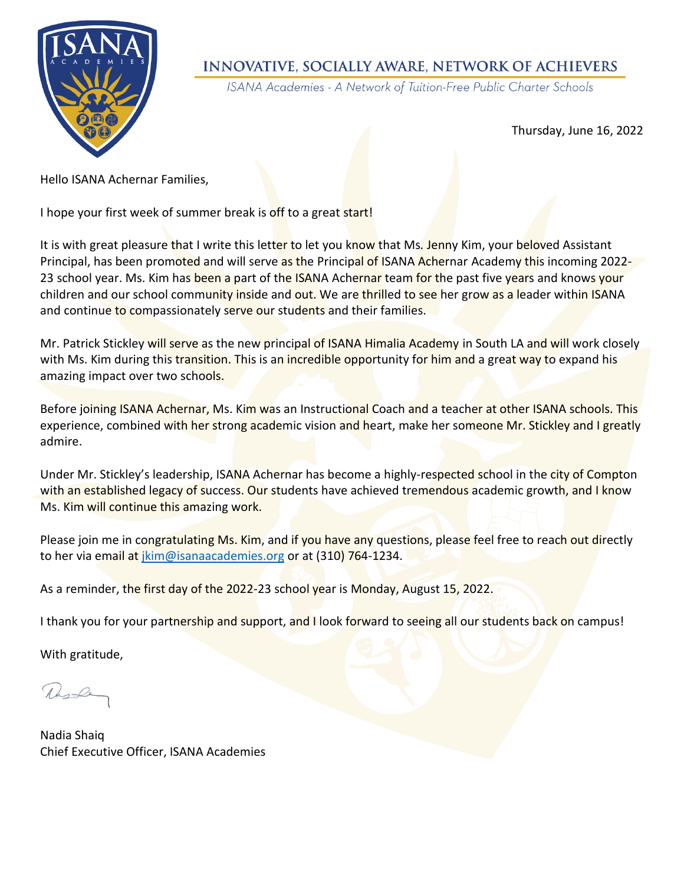# INNOVATIVE, SOCIALLY AWARE, NETWORK OF ACHIEVERS

*ISANA Academies - A Network of Tuition-Free Public Charter Schools*

Thursday, June 16, 2022

Hello ISANA Achernar Families,

I hope your first week of summer break is off to a great start!

It is with great pleasure that I write this letter to let you know that Ms. Jenny Kim, your beloved Assistant Principal, has been promoted and will serve as the Principal of ISANA Achernar Academy this incoming 2022-23 school year. Ms. Kim has been a part of the ISANA Achernar team for the past five years and knows your children and our school community inside and out. We are thrilled to see her grow as a leader within ISANA and continue to compassionately serve our students and their families.

Mr. Patrick Stickley will serve as the new principal of ISANA Himalia Academy in South LA and will work closely with Ms. Kim during this transition. This is an incredible opportunity for him and a great way to expand his amazing impact over two schools.

Before joining ISANA Achernar, Ms. Kim was an Instructional Coach and a teacher at other ISANA schools. This experience, combined with her strong academic vision and heart, make her someone Mr. Stickley and I greatly admire.

Under Mr. Stickley's leadership, ISANA Achernar has become a highly-respected school in the city of Compton with an established legacy of success. Our students have achieved tremendous academic growth, and I know Ms. Kim will continue this amazing work.

Please join me in congratulating Ms. Kim, and if you have any questions, please feel free to reach out directly to her via email at [jkim@isanaacademies.org](mailto:jkim@isanaacademies.org) or at (310) 764-1234.

As a reminder, the first day of the 2022-23 school year is Monday, August 15, 2022.

I thank you for your partnership and support, and I look forward to seeing all our students back on campus!

With gratitude,

Nadia Shaiq
Chief Executive Officer, ISANA Academies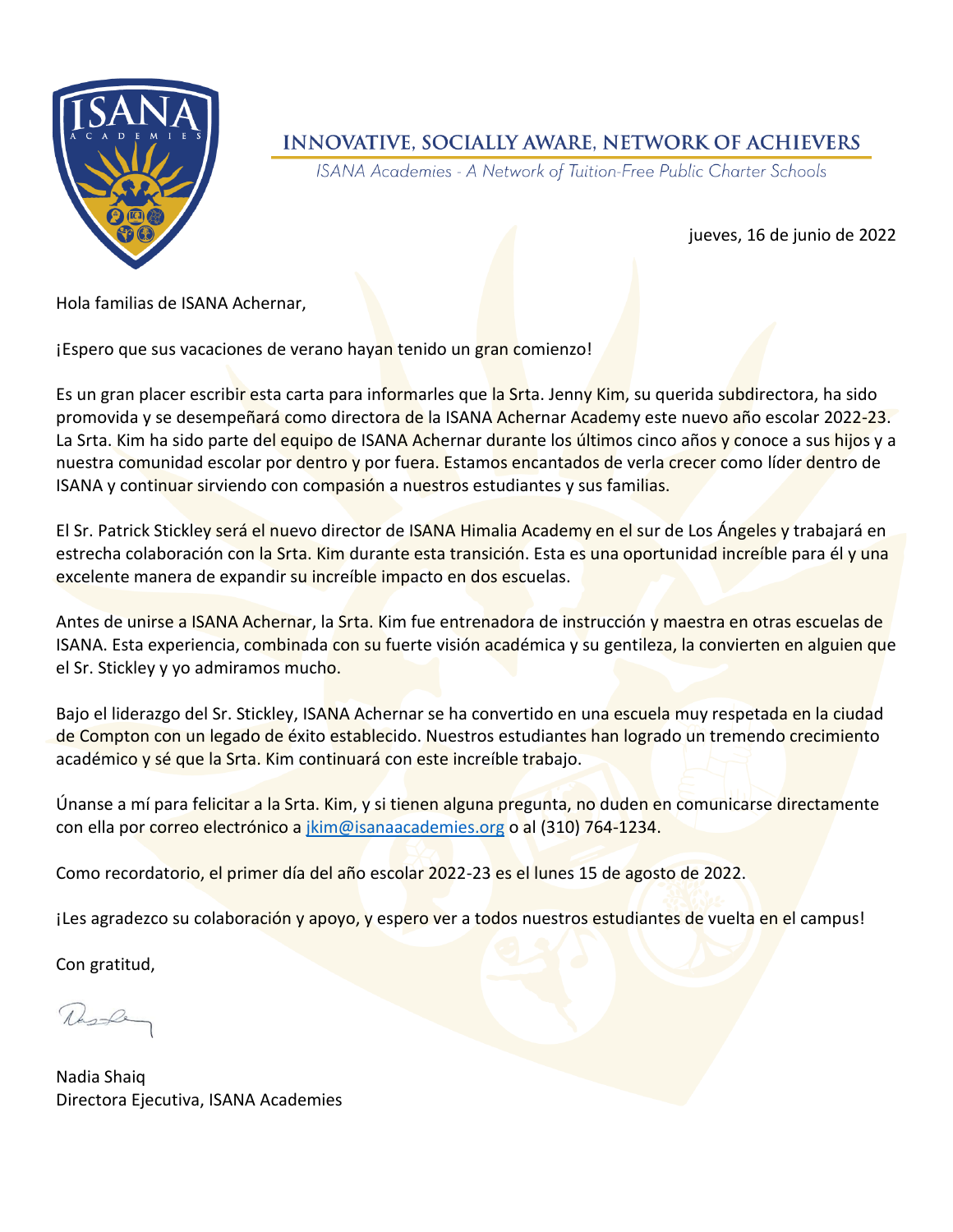INNOVATIVE, SOCIALLY AWARE, NETWORK OF ACHIEVERS

*ISANA Academies - A Network of Tuition-Free Public Charter Schools*

jueves, 16 de junio de 2022

Hola familias de ISANA Achernar,

¡Espero que sus vacaciones de verano hayan tenido un gran comienzo!

Es un gran placer escribir esta carta para informarles que la Srta. Jenny Kim, su querida subdirectora, ha sido promovida y se desempeñará como directora de la ISANA Achernar Academy este nuevo año escolar 2022-23. La Srta. Kim ha sido parte del equipo de ISANA Achernar durante los últimos cinco años y conoce a sus hijos y a nuestra comunidad escolar por dentro y por fuera. Estamos encantados de verla crecer como líder dentro de ISANA y continuar sirviendo con compasión a nuestros estudiantes y sus familias.

El Sr. Patrick Stickley será el nuevo director de ISANA Himalia Academy en el sur de Los Ángeles y trabajará en estrecha colaboración con la Srta. Kim durante esta transición. Esta es una oportunidad increíble para él y una excelente manera de expandir su increíble impacto en dos escuelas.

Antes de unirse a ISANA Achernar, la Srta. Kim fue entrenadora de instrucción y maestra en otras escuelas de ISANA. Esta experiencia, combinada con su fuerte visión académica y su gentileza, la convierten en alguien que el Sr. Stickley y yo admiramos mucho.

Bajo el liderazgo del Sr. Stickley, ISANA Achernar se ha convertido en una escuela muy respetada en la ciudad de Compton con un legado de éxito establecido. Nuestros estudiantes han logrado un tremendo crecimiento académico y sé que la Srta. Kim continuará con este increíble trabajo.

Únanse a mí para felicitar a la Srta. Kim, y si tienen alguna pregunta, no duden en comunicarse directamente con ella por correo electrónico a jkim@isanaacademies.org o al (310) 764-1234.

Como recordatorio, el primer día del año escolar 2022-23 es el lunes 15 de agosto de 2022.

¡Les agradezco su colaboración y apoyo, y espero ver a todos nuestros estudiantes de vuelta en el campus!

Con gratitud,

Nadia Shaiq
Directora Ejecutiva, ISANA Academies